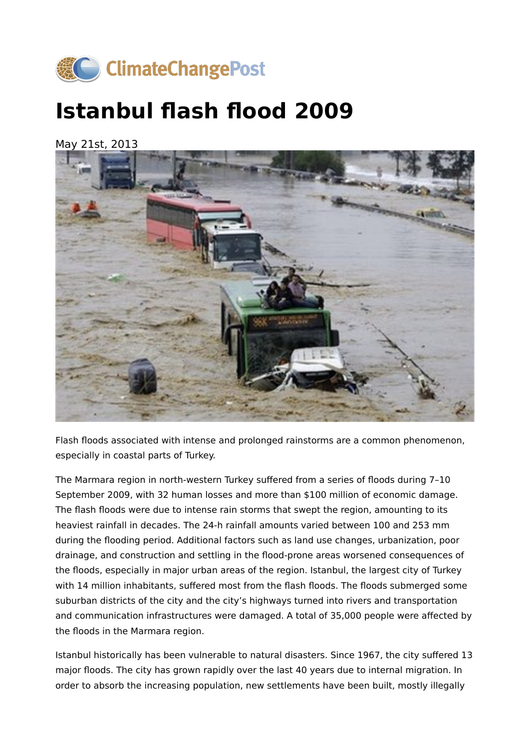ClimateChangePost

# Istanbul flash flood 2009

May 21st, 2013

Flash floods associated with intense and prolonged rainstorms are a common phenomenon, especially in coastal parts of Turkey.

The Marmara region in north-western Turkey suffered from a series of floods during 7–10 September 2009, with 32 human losses and more than $100 million of economic damage. The flash floods were due to intense rain storms that swept the region, amounting to its heaviest rainfall in decades. The 24-h rainfall amounts varied between 100 and 253 mm during the flooding period. Additional factors such as land use changes, urbanization, poor drainage, and construction and settling in the flood-prone areas worsened consequences of the floods, especially in major urban areas of the region. Istanbul, the largest city of Turkey with 14 million inhabitants, suffered most from the flash floods. The floods submerged some suburban districts of the city and the city's highways turned into rivers and transportation and communication infrastructures were damaged. A total of 35,000 people were affected by the floods in the Marmara region.

Istanbul historically has been vulnerable to natural disasters. Since 1967, the city suffered 13 major floods. The city has grown rapidly over the last 40 years due to internal migration. In order to absorb the increasing population, new settlements have been built, mostly illegally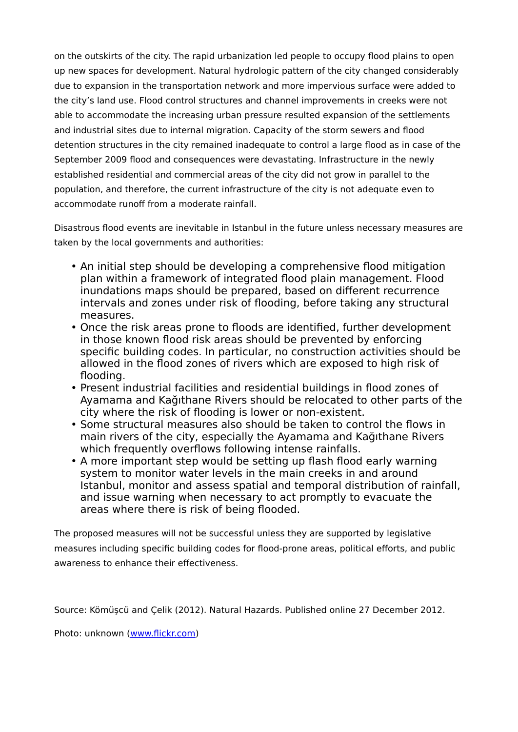on the outskirts of the city. The rapid urbanization led people to occupy flood plains to open up new spaces for development. Natural hydrologic pattern of the city changed considerably due to expansion in the transportation network and more impervious surface were added to the city's land use. Flood control structures and channel improvements in creeks were not able to accommodate the increasing urban pressure resulted expansion of the settlements and industrial sites due to internal migration. Capacity of the storm sewers and flood detention structures in the city remained inadequate to control a large flood as in case of the September 2009 flood and consequences were devastating. Infrastructure in the newly established residential and commercial areas of the city did not grow in parallel to the population, and therefore, the current infrastructure of the city is not adequate even to accommodate runoff from a moderate rainfall.

Disastrous flood events are inevitable in Istanbul in the future unless necessary measures are taken by the local governments and authorities:

- An initial step should be developing a comprehensive flood mitigation plan within a framework of integrated flood plain management. Flood inundations maps should be prepared, based on different recurrence intervals and zones under risk of flooding, before taking any structural measures.
- Once the risk areas prone to floods are identified, further development in those known flood risk areas should be prevented by enforcing specific building codes. In particular, no construction activities should be allowed in the flood zones of rivers which are exposed to high risk of flooding.
- Present industrial facilities and residential buildings in flood zones of Ayamama and Kağıthane Rivers should be relocated to other parts of the city where the risk of flooding is lower or non-existent.
- Some structural measures also should be taken to control the flows in main rivers of the city, especially the Ayamama and Kağıthane Rivers which frequently overflows following intense rainfalls.
- A more important step would be setting up flash flood early warning system to monitor water levels in the main creeks in and around Istanbul, monitor and assess spatial and temporal distribution of rainfall, and issue warning when necessary to act promptly to evacuate the areas where there is risk of being flooded.

The proposed measures will not be successful unless they are supported by legislative measures including specific building codes for flood-prone areas, political efforts, and public awareness to enhance their effectiveness.

Source: Kömüşcü and Çelik (2012). Natural Hazards. Published online 27 December 2012.

Photo: unknown ([www.flickr.com](http://www.flickr.com))